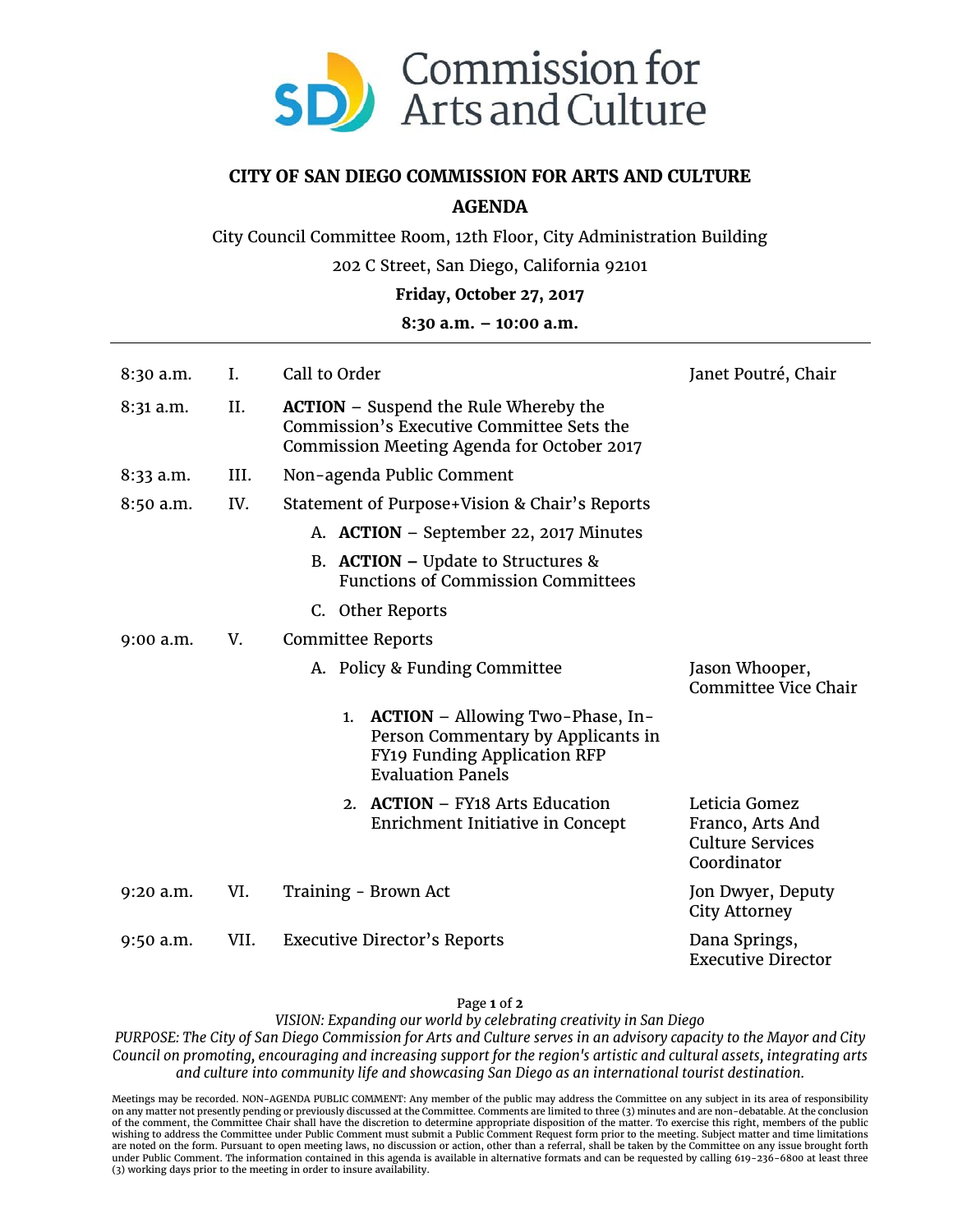Commission for Arts and Culture

# CITY OF SAN DIEGO COMMISSION FOR ARTS AND CULTURE

## AGENDA

City Council Committee Room, 12th Floor, City Administration Building

202 C Street, San Diego, California 92101

**Friday, October 27, 2017**

**8:30 a.m. – 10:00 a.m.**

| Time | No. | Item | Presenter |
|---|---|---|---|
| 8:30 a.m. | I. | Call to Order | Janet Poutré, Chair |
| 8:31 a.m. | II. | **ACTION** – Suspend the Rule Whereby the Commission's Executive Committee Sets the Commission Meeting Agenda for October 2017 | |
| 8:33 a.m. | III. | Non-agenda Public Comment | |
| 8:50 a.m. | IV. | Statement of Purpose+Vision & Chair's Reports | |
| | | A. **ACTION** – September 22, 2017 Minutes | |
| | | B. **ACTION –** Update to Structures & Functions of Commission Committees | |
| | | C. Other Reports | |
| 9:00 a.m. | V. | Committee Reports | |
| | | A. Policy & Funding Committee | Jason Whooper, Committee Vice Chair |
| | | 1. **ACTION** – Allowing Two-Phase, In-Person Commentary by Applicants in FY19 Funding Application RFP Evaluation Panels | |
| | | 2. **ACTION** – FY18 Arts Education Enrichment Initiative in Concept | Leticia Gomez Franco, Arts And Culture Services Coordinator |
| 9:20 a.m. | VI. | Training - Brown Act | Jon Dwyer, Deputy City Attorney |
| 9:50 a.m. | VII. | Executive Director's Reports | Dana Springs, Executive Director |

*VISION: Expanding our world by celebrating creativity in San Diego*

*PURPOSE: The City of San Diego Commission for Arts and Culture serves in an advisory capacity to the Mayor and City Council on promoting, encouraging and increasing support for the region's artistic and cultural assets, integrating arts and culture into community life and showcasing San Diego as an international tourist destination.*

Meetings may be recorded. NON-AGENDA PUBLIC COMMENT: Any member of the public may address the Committee on any subject in its area of responsibility on any matter not presently pending or previously discussed at the Committee. Comments are limited to three (3) minutes and are non-debatable. At the conclusion of the comment, the Committee Chair shall have the discretion to determine appropriate disposition of the matter. To exercise this right, members of the public wishing to address the Committee under Public Comment must submit a Public Comment Request form prior to the meeting. Subject matter and time limitations are noted on the form. Pursuant to open meeting laws, no discussion or action, other than a referral, shall be taken by the Committee on any issue brought forth under Public Comment. The information contained in this agenda is available in alternative formats and can be requested by calling 619-236-6800 at least three (3) working days prior to the meeting in order to insure availability.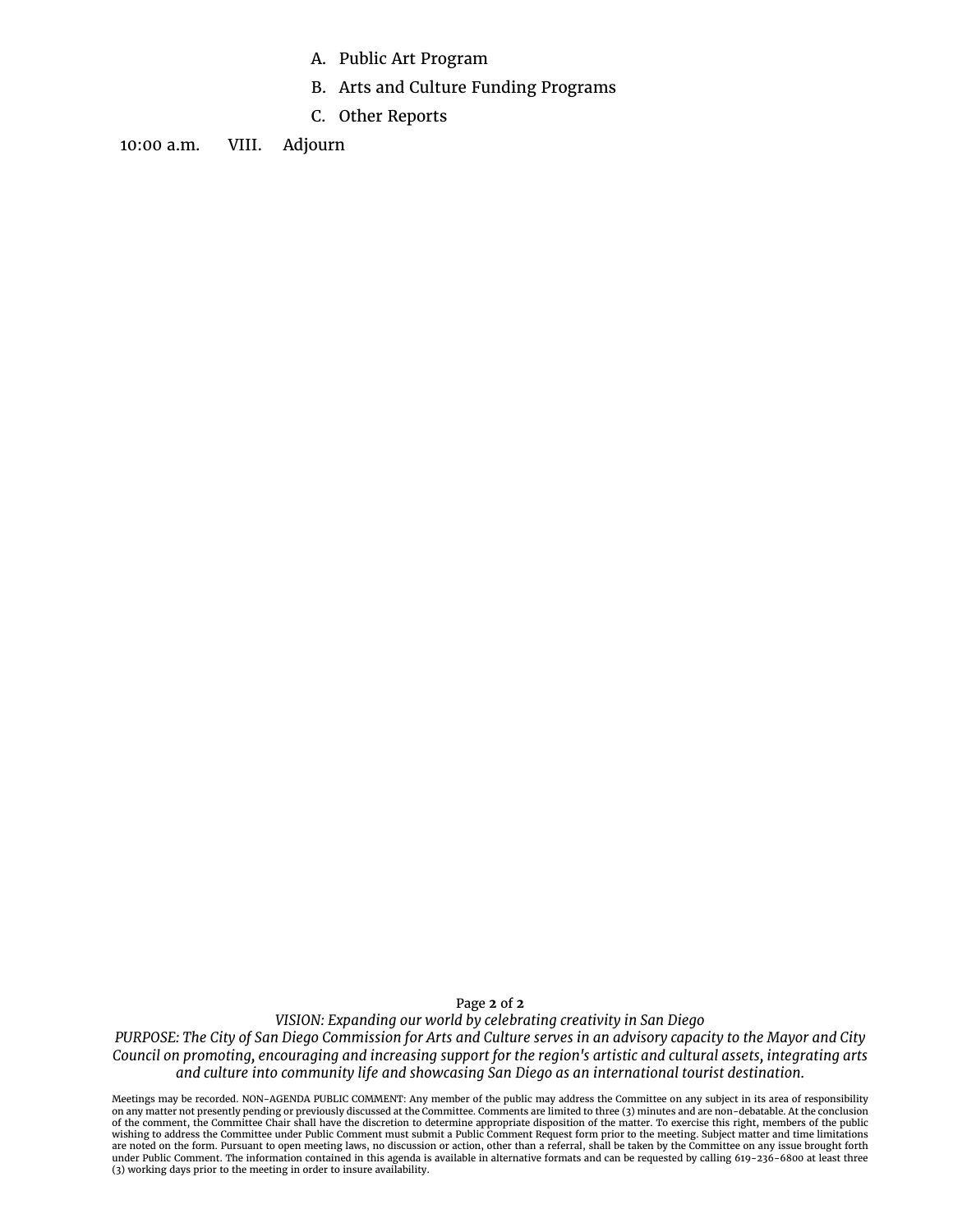A. Public Art Program

B. Arts and Culture Funding Programs

C. Other Reports

10:00 a.m. VIII. Adjourn

*VISION: Expanding our world by celebrating creativity in San Diego*

*PURPOSE: The City of San Diego Commission for Arts and Culture serves in an advisory capacity to the Mayor and City Council on promoting, encouraging and increasing support for the region's artistic and cultural assets, integrating arts and culture into community life and showcasing San Diego as an international tourist destination.*

Meetings may be recorded. NON-AGENDA PUBLIC COMMENT: Any member of the public may address the Committee on any subject in its area of responsibility on any matter not presently pending or previously discussed at the Committee. Comments are limited to three (3) minutes and are non-debatable. At the conclusion of the comment, the Committee Chair shall have the discretion to determine appropriate disposition of the matter. To exercise this right, members of the public wishing to address the Committee under Public Comment must submit a Public Comment Request form prior to the meeting. Subject matter and time limitations are noted on the form. Pursuant to open meeting laws, no discussion or action, other than a referral, shall be taken by the Committee on any issue brought forth under Public Comment. The information contained in this agenda is available in alternative formats and can be requested by calling 619-236-6800 at least three (3) working days prior to the meeting in order to insure availability.